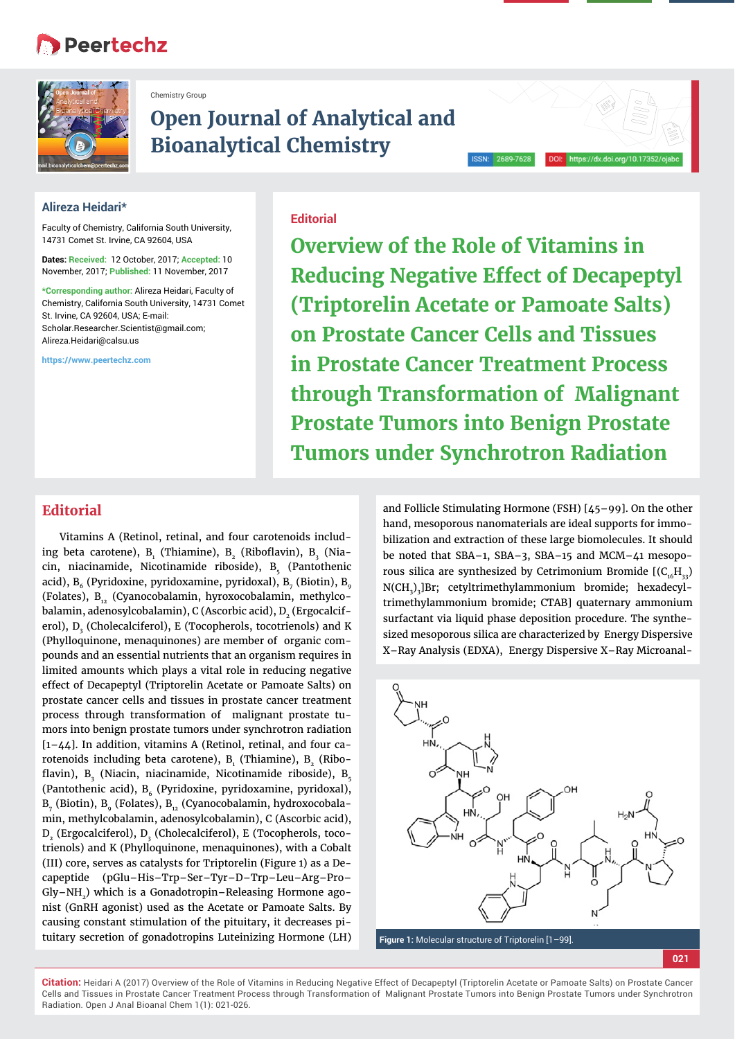Chemistry Group

# Open Journal of Analytical and Bioanalytical Chemistry

ISSN: 2689-7628 DOI: https://dx.doi.org/10.17352/ojabc

**Alireza Heidari***

Faculty of Chemistry, California South University, 14731 Comet St. Irvine, CA 92604, USA

**Dates: Received:** 12 October, 2017; **Accepted:** 10 November, 2017; **Published:** 11 November, 2017

***Corresponding author:** Alireza Heidari, Faculty of Chemistry, California South University, 14731 Comet St. Irvine, CA 92604, USA; E-mail: Scholar.Researcher.Scientist@gmail.com; Alireza.Heidari@calsu.us

https://www.peertechz.com

**Editorial**

# Overview of the Role of Vitamins in Reducing Negative Effect of Decapeptyl (Triptorelin Acetate or Pamoate Salts) on Prostate Cancer Cells and Tissues in Prostate Cancer Treatment Process through Transformation of Malignant Prostate Tumors into Benign Prostate Tumors under Synchrotron Radiation

## Editorial

Vitamins A (Retinol, retinal, and four carotenoids including beta carotene), $B_1$ (Thiamine), $B_2$ (Riboflavin), $B_3$ (Niacin, niacinamide, Nicotinamide riboside), $B_5$ (Pantothenic acid), $B_6$ (Pyridoxine, pyridoxamine, pyridoxal), $B_7$ (Biotin), $B_9$ (Folates), $B_{12}$ (Cyanocobalamin, hyroxocobalamin, methylcobalamin, adenosylcobalamin), C (Ascorbic acid), $D_2$ (Ergocalciferol), $D_3$ (Cholecalciferol), E (Tocopherols, tocotrienols) and K (Phylloquinone, menaquinones) are member of organic compounds and an essential nutrients that an organism requires in limited amounts which plays a vital role in reducing negative effect of Decapeptyl (Triptorelin Acetate or Pamoate Salts) on prostate cancer cells and tissues in prostate cancer treatment process through transformation of malignant prostate tumors into benign prostate tumors under synchrotron radiation [1–44]. In addition, vitamins A (Retinol, retinal, and four carotenoids including beta carotene), $B_1$ (Thiamine), $B_2$ (Riboflavin), $B_3$ (Niacin, niacinamide, Nicotinamide riboside), $B_5$ (Pantothenic acid), $B_6$ (Pyridoxine, pyridoxamine, pyridoxal), $B_7$ (Biotin), $B_9$ (Folates), $B_{12}$ (Cyanocobalamin, hydroxocobalamin, methylcobalamin, adenosylcobalamin), C (Ascorbic acid), $D_2$ (Ergocalciferol), $D_3$ (Cholecalciferol), E (Tocopherols, tocotrienols) and K (Phylloquinone, menaquinones), with a Cobalt (III) core, serves as catalysts for Triptorelin (Figure 1) as a Decapeptide (pGlu–His–Trp–Ser–Tyr–D–Trp–Leu–Arg–Pro–Gly–$NH_2$) which is a Gonadotropin–Releasing Hormone agonist (GnRH agonist) used as the Acetate or Pamoate Salts. By causing constant stimulation of the pituitary, it decreases pituitary secretion of gonadotropins Luteinizing Hormone (LH) and Follicle Stimulating Hormone (FSH) [45–99]. On the other hand, mesoporous nanomaterials are ideal supports for immobilization and extraction of these large biomolecules. It should be noted that SBA–1, SBA–3, SBA–15 and MCM–41 mesoporous silica are synthesized by Cetrimonium Bromide [$(C_{16}H_{33})N(CH_3)_3$]Br; cetyltrimethylammonium bromide; hexadecyltrimethylammonium bromide; CTAB] quaternary ammonium surfactant via liquid phase deposition procedure. The synthesized mesoporous silica are characterized by Energy Dispersive X–Ray Analysis (EDXA), Energy Dispersive X–Ray Microanal-

**Figure 1:** Molecular structure of Triptorelin [1–99].

**Citation:** Heidari A (2017) Overview of the Role of Vitamins in Reducing Negative Effect of Decapeptyl (Triptorelin Acetate or Pamoate Salts) on Prostate Cancer Cells and Tissues in Prostate Cancer Treatment Process through Transformation of Malignant Prostate Tumors into Benign Prostate Tumors under Synchrotron Radiation. Open J Anal Bioanal Chem 1(1): 021-026.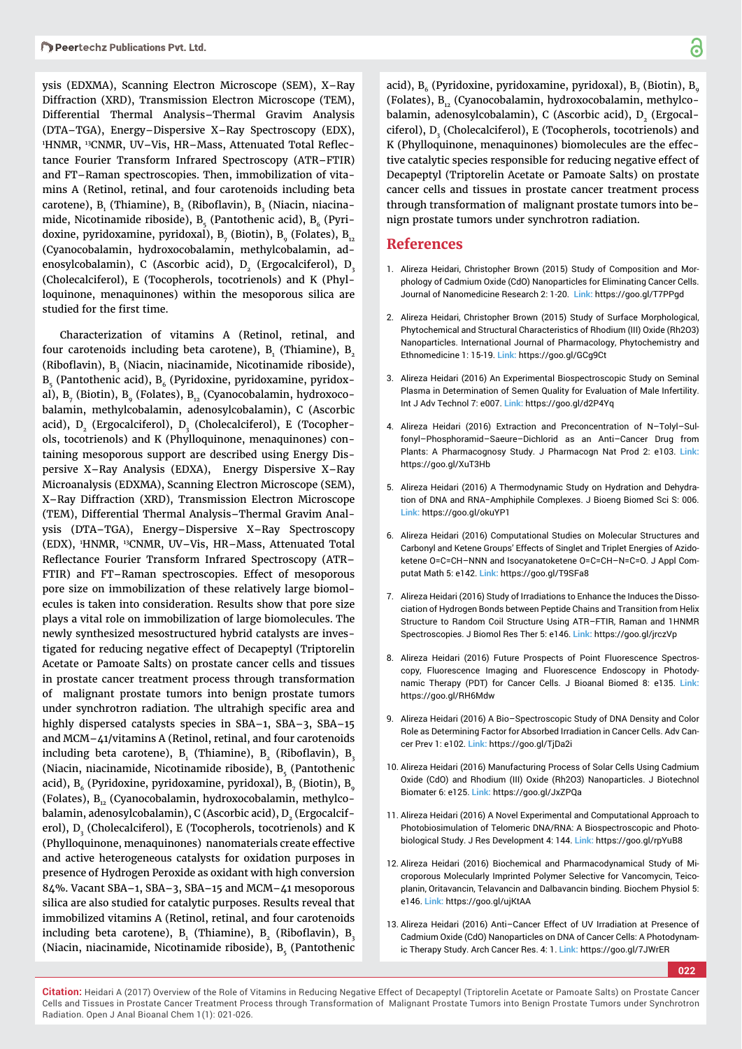ysis (EDXMA), Scanning Electron Microscope (SEM), X–Ray Diffraction (XRD), Transmission Electron Microscope (TEM), Differential Thermal Analysis–Thermal Gravim Analysis (DTA–TGA), Energy–Dispersive X–Ray Spectroscopy (EDX), [1]HNMR, [13]CNMR, UV–Vis, HR–Mass, Attenuated Total Reflectance Fourier Transform Infrared Spectroscopy (ATR–FTIR) and FT–Raman spectroscopies. Then, immobilization of vitamins A (Retinol, retinal, and four carotenoids including beta carotene), $B_1$ (Thiamine), $B_2$ (Riboflavin), $B_3$ (Niacin, niacinamide, Nicotinamide riboside), $B_5$ (Pantothenic acid), $B_6$ (Pyridoxine, pyridoxamine, pyridoxal), $B_7$ (Biotin), $B_9$ (Folates), $B_{12}$ (Cyanocobalamin, hydroxocobalamin, methylcobalamin, adenosylcobalamin), C (Ascorbic acid), $D_2$ (Ergocalciferol), $D_3$ (Cholecalciferol), E (Tocopherols, tocotrienols) and K (Phylloquinone, menaquinones) within the mesoporous silica are studied for the first time.

Characterization of vitamins A (Retinol, retinal, and four carotenoids including beta carotene), $B_1$ (Thiamine), $B_2$ (Riboflavin), $B_3$ (Niacin, niacinamide, Nicotinamide riboside), $B_5$ (Pantothenic acid), $B_6$ (Pyridoxine, pyridoxamine, pyridoxal), $B_7$ (Biotin), $B_9$ (Folates), $B_{12}$ (Cyanocobalamin, hydroxocobalamin, methylcobalamin, adenosylcobalamin), C (Ascorbic acid), $D_2$ (Ergocalciferol), $D_3$ (Cholecalciferol), E (Tocopherols, tocotrienols) and K (Phylloquinone, menaquinones) containing mesoporous support are described using Energy Dispersive X–Ray Analysis (EDXA), Energy Dispersive X–Ray Microanalysis (EDXMA), Scanning Electron Microscope (SEM), X–Ray Diffraction (XRD), Transmission Electron Microscope (TEM), Differential Thermal Analysis–Thermal Gravim Analysis (DTA–TGA), Energy–Dispersive X–Ray Spectroscopy (EDX), [1]HNMR, [13]CNMR, UV–Vis, HR–Mass, Attenuated Total Reflectance Fourier Transform Infrared Spectroscopy (ATR–FTIR) and FT–Raman spectroscopies. Effect of mesoporous pore size on immobilization of these relatively large biomolecules is taken into consideration. Results show that pore size plays a vital role on immobilization of large biomolecules. The newly synthesized mesostructured hybrid catalysts are investigated for reducing negative effect of Decapeptyl (Triptorelin Acetate or Pamoate Salts) on prostate cancer cells and tissues in prostate cancer treatment process through transformation of malignant prostate tumors into benign prostate tumors under synchrotron radiation. The ultrahigh specific area and highly dispersed catalysts species in SBA–1, SBA–3, SBA–15 and MCM–41/vitamins A (Retinol, retinal, and four carotenoids including beta carotene), $B_1$ (Thiamine), $B_2$ (Riboflavin), $B_3$ (Niacin, niacinamide, Nicotinamide riboside), $B_5$ (Pantothenic acid), $B_6$ (Pyridoxine, pyridoxamine, pyridoxal), $B_7$ (Biotin), $B_9$ (Folates), $B_{12}$ (Cyanocobalamin, hydroxocobalamin, methylcobalamin, adenosylcobalamin), C (Ascorbic acid), $D_2$ (Ergocalciferol), $D_3$ (Cholecalciferol), E (Tocopherols, tocotrienols) and K (Phylloquinone, menaquinones) nanomaterials create effective and active heterogeneous catalysts for oxidation purposes in presence of Hydrogen Peroxide as oxidant with high conversion 84%. Vacant SBA–1, SBA–3, SBA–15 and MCM–41 mesoporous silica are also studied for catalytic purposes. Results reveal that immobilized vitamins A (Retinol, retinal, and four carotenoids including beta carotene), $B_1$ (Thiamine), $B_2$ (Riboflavin), $B_3$ (Niacin, niacinamide, Nicotinamide riboside), $B_5$ (Pantothenic acid), $B_6$ (Pyridoxine, pyridoxamine, pyridoxal), $B_7$ (Biotin), $B_9$ (Folates), $B_{12}$ (Cyanocobalamin, hydroxocobalamin, methylcobalamin, adenosylcobalamin), C (Ascorbic acid), $D_2$ (Ergocalciferol), $D_3$ (Cholecalciferol), E (Tocopherols, tocotrienols) and K (Phylloquinone, menaquinones) biomolecules are the effective catalytic species responsible for reducing negative effect of Decapeptyl (Triptorelin Acetate or Pamoate Salts) on prostate cancer cells and tissues in prostate cancer treatment process through transformation of malignant prostate tumors into benign prostate tumors under synchrotron radiation.

## References

1. Alireza Heidari, Christopher Brown (2015) Study of Composition and Morphology of Cadmium Oxide (CdO) Nanoparticles for Eliminating Cancer Cells. Journal of Nanomedicine Research 2: 1-20. Link: https://goo.gl/T7PPgd
2. Alireza Heidari, Christopher Brown (2015) Study of Surface Morphological, Phytochemical and Structural Characteristics of Rhodium (III) Oxide (Rh2O3) Nanoparticles. International Journal of Pharmacology, Phytochemistry and Ethnomedicine 1: 15-19. Link: https://goo.gl/GCg9Ct
3. Alireza Heidari (2016) An Experimental Biospectroscopic Study on Seminal Plasma in Determination of Semen Quality for Evaluation of Male Infertility. Int J Adv Technol 7: e007. Link: https://goo.gl/d2P4Yq
4. Alireza Heidari (2016) Extraction and Preconcentration of N–Tolyl–Sulfonyl–Phosphoramid–Saeure–Dichlorid as an Anti–Cancer Drug from Plants: A Pharmacognosy Study. J Pharmacogn Nat Prod 2: e103. Link: https://goo.gl/XuT3Hb
5. Alireza Heidari (2016) A Thermodynamic Study on Hydration and Dehydration of DNA and RNA–Amphiphile Complexes. J Bioeng Biomed Sci S: 006. Link: https://goo.gl/okuYP1
6. Alireza Heidari (2016) Computational Studies on Molecular Structures and Carbonyl and Ketene Groups' Effects of Singlet and Triplet Energies of Azidoketene O=C=CH–NNN and Isocyanatoketene O=C=CH–N=C=O. J Appl Computat Math 5: e142. Link: https://goo.gl/T9SFa8
7. Alireza Heidari (2016) Study of Irradiations to Enhance the Induces the Dissociation of Hydrogen Bonds between Peptide Chains and Transition from Helix Structure to Random Coil Structure Using ATR–FTIR, Raman and 1HNMR Spectroscopies. J Biomol Res Ther 5: e146. Link: https://goo.gl/jrczVp
8. Alireza Heidari (2016) Future Prospects of Point Fluorescence Spectroscopy, Fluorescence Imaging and Fluorescence Endoscopy in Photodynamic Therapy (PDT) for Cancer Cells. J Bioanal Biomed 8: e135. Link: https://goo.gl/RH6Mdw
9. Alireza Heidari (2016) A Bio–Spectroscopic Study of DNA Density and Color Role as Determining Factor for Absorbed Irradiation in Cancer Cells. Adv Cancer Prev 1: e102. Link: https://goo.gl/TjDa2i
10. Alireza Heidari (2016) Manufacturing Process of Solar Cells Using Cadmium Oxide (CdO) and Rhodium (III) Oxide (Rh2O3) Nanoparticles. J Biotechnol Biomater 6: e125. Link: https://goo.gl/JxZPQa
11. Alireza Heidari (2016) A Novel Experimental and Computational Approach to Photobiosimulation of Telomeric DNA/RNA: A Biospectroscopic and Photobiological Study. J Res Development 4: 144. Link: https://goo.gl/rpYuB8
12. Alireza Heidari (2016) Biochemical and Pharmacodynamical Study of Microporous Molecularly Imprinted Polymer Selective for Vancomycin, Teicoplanin, Oritavancin, Telavancin and Dalbavancin binding. Biochem Physiol 5: e146. Link: https://goo.gl/ujKtAA
13. Alireza Heidari (2016) Anti–Cancer Effect of UV Irradiation at Presence of Cadmium Oxide (CdO) Nanoparticles on DNA of Cancer Cells: A Photodynamic Therapy Study. Arch Cancer Res. 4: 1. Link: https://goo.gl/7JWrER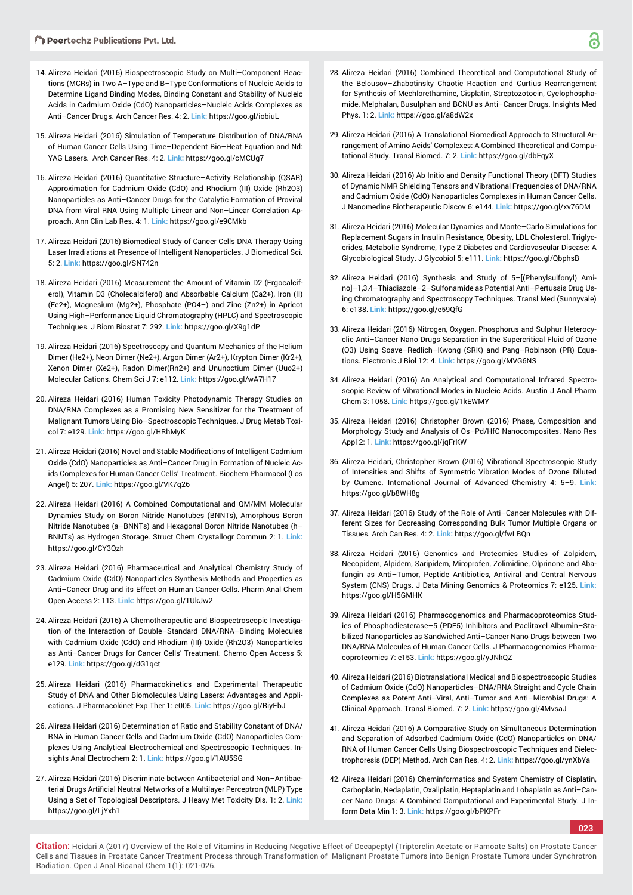14. Alireza Heidari (2016) Biospectroscopic Study on Multi–Component Reactions (MCRs) in Two A–Type and B–Type Conformations of Nucleic Acids to Determine Ligand Binding Modes, Binding Constant and Stability of Nucleic Acids in Cadmium Oxide (CdO) Nanoparticles–Nucleic Acids Complexes as Anti–Cancer Drugs. Arch Cancer Res. 4: 2. Link: https://goo.gl/iobiuL

15. Alireza Heidari (2016) Simulation of Temperature Distribution of DNA/RNA of Human Cancer Cells Using Time–Dependent Bio–Heat Equation and Nd: YAG Lasers. Arch Cancer Res. 4: 2. Link: https://goo.gl/cMCUg7

16. Alireza Heidari (2016) Quantitative Structure–Activity Relationship (QSAR) Approximation for Cadmium Oxide (CdO) and Rhodium (III) Oxide (Rh2O3) Nanoparticles as Anti–Cancer Drugs for the Catalytic Formation of Proviral DNA from Viral RNA Using Multiple Linear and Non–Linear Correlation Approach. Ann Clin Lab Res. 4: 1. Link: https://goo.gl/e9CMkb

17. Alireza Heidari (2016) Biomedical Study of Cancer Cells DNA Therapy Using Laser Irradiations at Presence of Intelligent Nanoparticles. J Biomedical Sci. 5: 2. Link: https://goo.gl/SN742n

18. Alireza Heidari (2016) Measurement the Amount of Vitamin D2 (Ergocalciferol), Vitamin D3 (Cholecalciferol) and Absorbable Calcium (Ca2+), Iron (II) (Fe2+), Magnesium (Mg2+), Phosphate (PO4–) and Zinc (Zn2+) in Apricot Using High–Performance Liquid Chromatography (HPLC) and Spectroscopic Techniques. J Biom Biostat 7: 292. Link: https://goo.gl/X9g1dP

19. Alireza Heidari (2016) Spectroscopy and Quantum Mechanics of the Helium Dimer (He2+), Neon Dimer (Ne2+), Argon Dimer (Ar2+), Krypton Dimer (Kr2+), Xenon Dimer (Xe2+), Radon Dimer(Rn2+) and Ununoctium Dimer (Uuo2+) Molecular Cations. Chem Sci J 7: e112. Link: https://goo.gl/wA7H17

20. Alireza Heidari (2016) Human Toxicity Photodynamic Therapy Studies on DNA/RNA Complexes as a Promising New Sensitizer for the Treatment of Malignant Tumors Using Bio–Spectroscopic Techniques. J Drug Metab Toxicol 7: e129. Link: https://goo.gl/HRhMyK

21. Alireza Heidari (2016) Novel and Stable Modifications of Intelligent Cadmium Oxide (CdO) Nanoparticles as Anti–Cancer Drug in Formation of Nucleic Acids Complexes for Human Cancer Cells' Treatment. Biochem Pharmacol (Los Angel) 5: 207. Link: https://goo.gl/VK7q26

22. Alireza Heidari (2016) A Combined Computational and QM/MM Molecular Dynamics Study on Boron Nitride Nanotubes (BNNTs), Amorphous Boron Nitride Nanotubes (a–BNNTs) and Hexagonal Boron Nitride Nanotubes (h–BNNTs) as Hydrogen Storage. Struct Chem Crystallogr Commun 2: 1. Link: https://goo.gl/CY3Qzh

23. Alireza Heidari (2016) Pharmaceutical and Analytical Chemistry Study of Cadmium Oxide (CdO) Nanoparticles Synthesis Methods and Properties as Anti–Cancer Drug and its Effect on Human Cancer Cells. Pharm Anal Chem Open Access 2: 113. Link: https://goo.gl/TUkJw2

24. Alireza Heidari (2016) A Chemotherapeutic and Biospectroscopic Investigation of the Interaction of Double–Standard DNA/RNA–Binding Molecules with Cadmium Oxide (CdO) and Rhodium (III) Oxide (Rh2O3) Nanoparticles as Anti–Cancer Drugs for Cancer Cells' Treatment. Chemo Open Access 5: e129. Link: https://goo.gl/dG1qct

25. Alireza Heidari (2016) Pharmacokinetics and Experimental Therapeutic Study of DNA and Other Biomolecules Using Lasers: Advantages and Applications. J Pharmacokinet Exp Ther 1: e005. Link: https://goo.gl/RiyEbJ

26. Alireza Heidari (2016) Determination of Ratio and Stability Constant of DNA/RNA in Human Cancer Cells and Cadmium Oxide (CdO) Nanoparticles Complexes Using Analytical Electrochemical and Spectroscopic Techniques. Insights Anal Electrochem 2: 1. Link: https://goo.gl/1AU5SG

27. Alireza Heidari (2016) Discriminate between Antibacterial and Non–Antibacterial Drugs Artificial Neutral Networks of a Multilayer Perceptron (MLP) Type Using a Set of Topological Descriptors. J Heavy Met Toxicity Dis. 1: 2. Link: https://goo.gl/LjYxh1

28. Alireza Heidari (2016) Combined Theoretical and Computational Study of the Belousov–Zhabotinsky Chaotic Reaction and Curtius Rearrangement for Synthesis of Mechlorethamine, Cisplatin, Streptozotocin, Cyclophosphamide, Melphalan, Busulphan and BCNU as Anti–Cancer Drugs. Insights Med Phys. 1: 2. Link: https://goo.gl/a8dW2x

29. Alireza Heidari (2016) A Translational Biomedical Approach to Structural Arrangement of Amino Acids' Complexes: A Combined Theoretical and Computational Study. Transl Biomed. 7: 2. Link: https://goo.gl/dbEqyX

30. Alireza Heidari (2016) Ab Initio and Density Functional Theory (DFT) Studies of Dynamic NMR Shielding Tensors and Vibrational Frequencies of DNA/RNA and Cadmium Oxide (CdO) Nanoparticles Complexes in Human Cancer Cells. J Nanomedine Biotherapeutic Discov 6: e144. Link: https://goo.gl/xv76DM

31. Alireza Heidari (2016) Molecular Dynamics and Monte–Carlo Simulations for Replacement Sugars in Insulin Resistance, Obesity, LDL Cholesterol, Triglycerides, Metabolic Syndrome, Type 2 Diabetes and Cardiovascular Disease: A Glycobiological Study. J Glycobiol 5: e111. Link: https://goo.gl/QbphsB

32. Alireza Heidari (2016) Synthesis and Study of 5–[(Phenylsulfonyl) Amino]–1,3,4–Thiadiazole–2–Sulfonamide as Potential Anti–Pertussis Drug Using Chromatography and Spectroscopy Techniques. Transl Med (Sunnyvale) 6: e138. Link: https://goo.gl/e59QfG

33. Alireza Heidari (2016) Nitrogen, Oxygen, Phosphorus and Sulphur Heterocyclic Anti–Cancer Nano Drugs Separation in the Supercritical Fluid of Ozone (O3) Using Soave–Redlich–Kwong (SRK) and Pang–Robinson (PR) Equations. Electronic J Biol 12: 4. Link: https://goo.gl/MVG6NS

34. Alireza Heidari (2016) An Analytical and Computational Infrared Spectroscopic Review of Vibrational Modes in Nucleic Acids. Austin J Anal Pharm Chem 3: 1058. Link: https://goo.gl/1kEWMY

35. Alireza Heidari (2016) Christopher Brown (2016) Phase, Composition and Morphology Study and Analysis of Os–Pd/HfC Nanocomposites. Nano Res Appl 2: 1. Link: https://goo.gl/jqFrKW

36. Alireza Heidari, Christopher Brown (2016) Vibrational Spectroscopic Study of Intensities and Shifts of Symmetric Vibration Modes of Ozone Diluted by Cumene. International Journal of Advanced Chemistry 4: 5–9. Link: https://goo.gl/b8WH8g

37. Alireza Heidari (2016) Study of the Role of Anti–Cancer Molecules with Different Sizes for Decreasing Corresponding Bulk Tumor Multiple Organs or Tissues. Arch Can Res. 4: 2. Link: https://goo.gl/fwLBQn

38. Alireza Heidari (2016) Genomics and Proteomics Studies of Zolpidem, Necopidem, Alpidem, Saripidem, Miroprofen, Zolimidine, Olprinone and Abafungin as Anti–Tumor, Peptide Antibiotics, Antiviral and Central Nervous System (CNS) Drugs. J Data Mining Genomics & Proteomics 7: e125. Link: https://goo.gl/H5GMHK

39. Alireza Heidari (2016) Pharmacogenomics and Pharmacoproteomics Studies of Phosphodiesterase–5 (PDE5) Inhibitors and Paclitaxel Albumin–Stabilized Nanoparticles as Sandwiched Anti–Cancer Nano Drugs between Two DNA/RNA Molecules of Human Cancer Cells. J Pharmacogenomics Pharmacoproteomics 7: e153. Link: https://goo.gl/yJNkQZ

40. Alireza Heidari (2016) Biotranslational Medical and Biospectroscopic Studies of Cadmium Oxide (CdO) Nanoparticles–DNA/RNA Straight and Cycle Chain Complexes as Potent Anti–Viral, Anti–Tumor and Anti–Microbial Drugs: A Clinical Approach. Transl Biomed. 7: 2. Link: https://goo.gl/4MvsaJ

41. Alireza Heidari (2016) A Comparative Study on Simultaneous Determination and Separation of Adsorbed Cadmium Oxide (CdO) Nanoparticles on DNA/RNA of Human Cancer Cells Using Biospectroscopic Techniques and Dielectrophoresis (DEP) Method. Arch Can Res. 4: 2. Link: https://goo.gl/ynXbYa

42. Alireza Heidari (2016) Cheminformatics and System Chemistry of Cisplatin, Carboplatin, Nedaplatin, Oxaliplatin, Heptaplatin and Lobaplatin as Anti–Cancer Nano Drugs: A Combined Computational and Experimental Study. J Inform Data Min 1: 3. Link: https://goo.gl/bPKPFr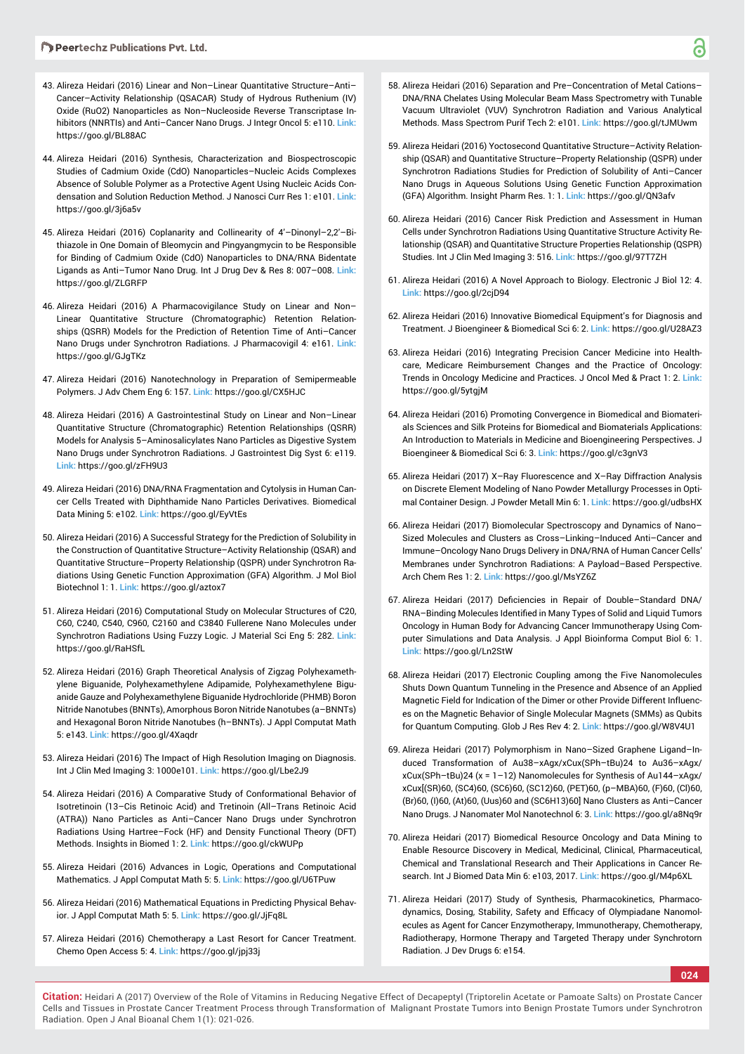43. Alireza Heidari (2016) Linear and Non–Linear Quantitative Structure–Anti–Cancer–Activity Relationship (QSACAR) Study of Hydrous Ruthenium (IV) Oxide ($RuO_2$) Nanoparticles as Non–Nucleoside Reverse Transcriptase Inhibitors (NNRTIs) and Anti–Cancer Nano Drugs. J Integr Oncol 5: e110. Link: https://goo.gl/BL88AC

44. Alireza Heidari (2016) Synthesis, Characterization and Biospectroscopic Studies of Cadmium Oxide (CdO) Nanoparticles–Nucleic Acids Complexes Absence of Soluble Polymer as a Protective Agent Using Nucleic Acids Condensation and Solution Reduction Method. J Nanosci Curr Res 1: e101. Link: https://goo.gl/3j6a5v

45. Alireza Heidari (2016) Coplanarity and Collinearity of 4'–Dinonyl–2,2'–Bithiazole in One Domain of Bleomycin and Pingyangmycin to be Responsible for Binding of Cadmium Oxide (CdO) Nanoparticles to DNA/RNA Bidentate Ligands as Anti–Tumor Nano Drug. Int J Drug Dev & Res 8: 007–008. Link: https://goo.gl/ZLGRFP

46. Alireza Heidari (2016) A Pharmacovigilance Study on Linear and Non–Linear Quantitative Structure (Chromatographic) Retention Relationships (QSRR) Models for the Prediction of Retention Time of Anti–Cancer Nano Drugs under Synchrotron Radiations. J Pharmacovigil 4: e161. Link: https://goo.gl/GJgTKz

47. Alireza Heidari (2016) Nanotechnology in Preparation of Semipermeable Polymers. J Adv Chem Eng 6: 157. Link: https://goo.gl/CX5HJC

48. Alireza Heidari (2016) A Gastrointestinal Study on Linear and Non–Linear Quantitative Structure (Chromatographic) Retention Relationships (QSRR) Models for Analysis 5–Aminosalicylates Nano Particles as Digestive System Nano Drugs under Synchrotron Radiations. J Gastrointest Dig Syst 6: e119. Link: https://goo.gl/zFH9U3

49. Alireza Heidari (2016) DNA/RNA Fragmentation and Cytolysis in Human Cancer Cells Treated with Diphthamide Nano Particles Derivatives. Biomedical Data Mining 5: e102. Link: https://goo.gl/EyVtEs

50. Alireza Heidari (2016) A Successful Strategy for the Prediction of Solubility in the Construction of Quantitative Structure–Activity Relationship (QSAR) and Quantitative Structure–Property Relationship (QSPR) under Synchrotron Radiations Using Genetic Function Approximation (GFA) Algorithm. J Mol Biol Biotechnol 1: 1. Link: https://goo.gl/aztox7

51. Alireza Heidari (2016) Computational Study on Molecular Structures of C20, C60, C240, C540, C960, C2160 and C3840 Fullerene Nano Molecules under Synchrotron Radiations Using Fuzzy Logic. J Material Sci Eng 5: 282. Link: https://goo.gl/RaHSfL

52. Alireza Heidari (2016) Graph Theoretical Analysis of Zigzag Polyhexamethylene Biguanide, Polyhexamethylene Adipamide, Polyhexamethylene Biguanide Gauze and Polyhexamethylene Biguanide Hydrochloride (PHMB) Boron Nitride Nanotubes (BNNTs), Amorphous Boron Nitride Nanotubes (a–BNNTs) and Hexagonal Boron Nitride Nanotubes (h–BNNTs). J Appl Computat Math 5: e143. Link: https://goo.gl/4Xaqdr

53. Alireza Heidari (2016) The Impact of High Resolution Imaging on Diagnosis. Int J Clin Med Imaging 3: 1000e101. Link: https://goo.gl/Lbe2J9

54. Alireza Heidari (2016) A Comparative Study of Conformational Behavior of Isotretinoin (13–Cis Retinoic Acid) and Tretinoin (All–Trans Retinoic Acid (ATRA)) Nano Particles as Anti–Cancer Nano Drugs under Synchrotron Radiations Using Hartree–Fock (HF) and Density Functional Theory (DFT) Methods. Insights in Biomed 1: 2. Link: https://goo.gl/ckWUPp

55. Alireza Heidari (2016) Advances in Logic, Operations and Computational Mathematics. J Appl Computat Math 5: 5. Link: https://goo.gl/U6TPuw

56. Alireza Heidari (2016) Mathematical Equations in Predicting Physical Behavior. J Appl Computat Math 5: 5. Link: https://goo.gl/JjFq8L

57. Alireza Heidari (2016) Chemotherapy a Last Resort for Cancer Treatment. Chemo Open Access 5: 4. Link: https://goo.gl/jpj33j

58. Alireza Heidari (2016) Separation and Pre–Concentration of Metal Cations–DNA/RNA Chelates Using Molecular Beam Mass Spectrometry with Tunable Vacuum Ultraviolet (VUV) Synchrotron Radiation and Various Analytical Methods. Mass Spectrom Purif Tech 2: e101. Link: https://goo.gl/tJMUwm

59. Alireza Heidari (2016) Yoctosecond Quantitative Structure–Activity Relationship (QSAR) and Quantitative Structure–Property Relationship (QSPR) under Synchrotron Radiations Studies for Prediction of Solubility of Anti–Cancer Nano Drugs in Aqueous Solutions Using Genetic Function Approximation (GFA) Algorithm. Insight Pharm Res. 1: 1. Link: https://goo.gl/QN3afv

60. Alireza Heidari (2016) Cancer Risk Prediction and Assessment in Human Cells under Synchrotron Radiations Using Quantitative Structure Activity Relationship (QSAR) and Quantitative Structure Properties Relationship (QSPR) Studies. Int J Clin Med Imaging 3: 516. Link: https://goo.gl/97T7ZH

61. Alireza Heidari (2016) A Novel Approach to Biology. Electronic J Biol 12: 4. Link: https://goo.gl/2cjD94

62. Alireza Heidari (2016) Innovative Biomedical Equipment's for Diagnosis and Treatment. J Bioengineer & Biomedical Sci 6: 2. Link: https://goo.gl/U28AZ3

63. Alireza Heidari (2016) Integrating Precision Cancer Medicine into Healthcare, Medicare Reimbursement Changes and the Practice of Oncology: Trends in Oncology Medicine and Practices. J Oncol Med & Pract 1: 2. Link: https://goo.gl/5ytgjM

64. Alireza Heidari (2016) Promoting Convergence in Biomedical and Biomaterials Sciences and Silk Proteins for Biomedical and Biomaterials Applications: An Introduction to Materials in Medicine and Bioengineering Perspectives. J Bioengineer & Biomedical Sci 6: 3. Link: https://goo.gl/c3gnV3

65. Alireza Heidari (2017) X–Ray Fluorescence and X–Ray Diffraction Analysis on Discrete Element Modeling of Nano Powder Metallurgy Processes in Optimal Container Design. J Powder Metall Min 6: 1. Link: https://goo.gl/udbsHX

66. Alireza Heidari (2017) Biomolecular Spectroscopy and Dynamics of Nano–Sized Molecules and Clusters as Cross–Linking–Induced Anti–Cancer and Immune–Oncology Nano Drugs Delivery in DNA/RNA of Human Cancer Cells' Membranes under Synchrotron Radiations: A Payload–Based Perspective. Arch Chem Res 1: 2. Link: https://goo.gl/MsYZ6Z

67. Alireza Heidari (2017) Deficiencies in Repair of Double–Standard DNA/RNA–Binding Molecules Identified in Many Types of Solid and Liquid Tumors Oncology in Human Body for Advancing Cancer Immunotherapy Using Computer Simulations and Data Analysis. J Appl Bioinforma Comput Biol 6: 1. Link: https://goo.gl/Ln2StW

68. Alireza Heidari (2017) Electronic Coupling among the Five Nanomolecules Shuts Down Quantum Tunneling in the Presence and Absence of an Applied Magnetic Field for Indication of the Dimer or other Provide Different Influences on the Magnetic Behavior of Single Molecular Magnets (SMMs) as Qubits for Quantum Computing. Glob J Res Rev 4: 2. Link: https://goo.gl/W8V4U1

69. Alireza Heidari (2017) Polymorphism in Nano–Sized Graphene Ligand–Induced Transformation of $Au_{38-x}Ag_x/xCu_x(SPh-tBu)_{24}$ to $Au_{36-x}Ag_x/xCu_x(SPh-tBu)_{24}$ (x = 1–12) Nanomolecules for Synthesis of $Au_{144-x}Ag_x/xCu_x$[(SR)60, (SC4)60, (SC6)60, (SC12)60, (PET)60, (p–MBA)60, (F)60, (Cl)60, (Br)60, (I)60, (At)60, (Uus)60 and (SC6H13)60] Nano Clusters as Anti–Cancer Nano Drugs. J Nanomater Mol Nanotechnol 6: 3. Link: https://goo.gl/a8Nq9r

70. Alireza Heidari (2017) Biomedical Resource Oncology and Data Mining to Enable Resource Discovery in Medical, Medicinal, Clinical, Pharmaceutical, Chemical and Translational Research and Their Applications in Cancer Research. Int J Biomed Data Min 6: e103, 2017. Link: https://goo.gl/M4p6XL

71. Alireza Heidari (2017) Study of Synthesis, Pharmacokinetics, Pharmacodynamics, Dosing, Stability, Safety and Efficacy of Olympiadane Nanomolecules as Agent for Cancer Enzymotherapy, Immunotherapy, Chemotherapy, Radiotherapy, Hormone Therapy and Targeted Therapy under Synchrotorn Radiation. J Dev Drugs 6: e154.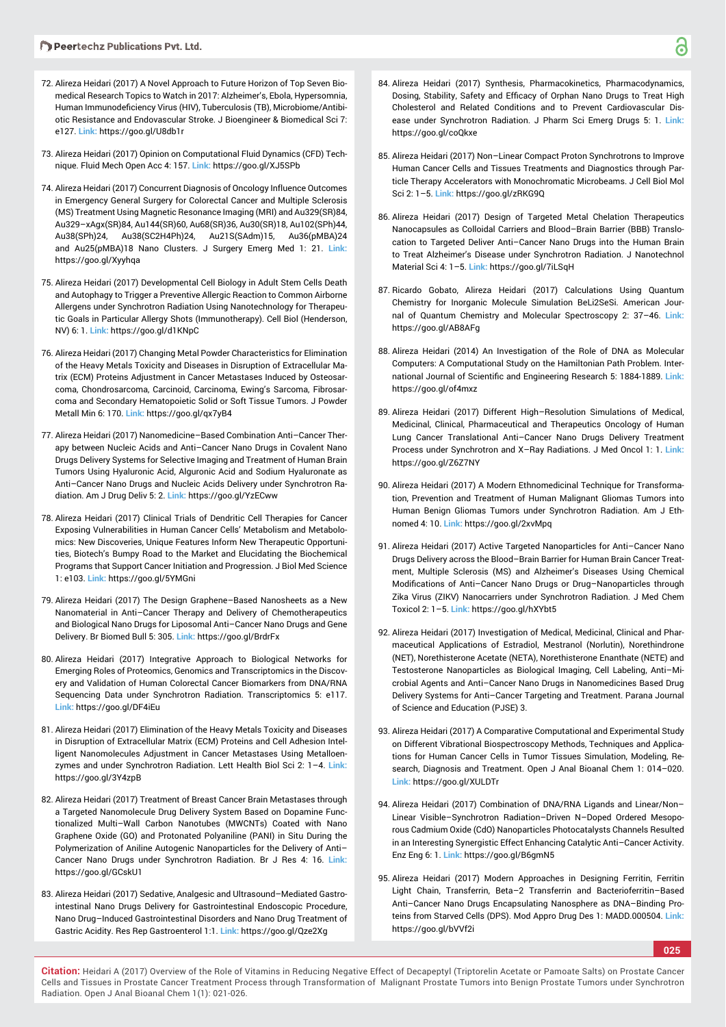72. Alireza Heidari (2017) A Novel Approach to Future Horizon of Top Seven Biomedical Research Topics to Watch in 2017: Alzheimer's, Ebola, Hypersomnia, Human Immunodeficiency Virus (HIV), Tuberculosis (TB), Microbiome/Antibiotic Resistance and Endovascular Stroke. J Bioengineer & Biomedical Sci 7: e127. Link: https://goo.gl/U8db1r

73. Alireza Heidari (2017) Opinion on Computational Fluid Dynamics (CFD) Technique. Fluid Mech Open Acc 4: 157. Link: https://goo.gl/XJ5SPb

74. Alireza Heidari (2017) Concurrent Diagnosis of Oncology Influence Outcomes in Emergency General Surgery for Colorectal Cancer and Multiple Sclerosis (MS) Treatment Using Magnetic Resonance Imaging (MRI) and Au329(SR)84, Au329−xAgx(SR)84, Au144(SR)60, Au68(SR)36, Au30(SR)18, Au102(SPh)44, Au38(SPh)24, Au38(SC2H4Ph)24, Au21S(SAdm)15, Au36(pMBA)24 and Au25(pMBA)18 Nano Clusters. J Surgery Emerg Med 1: 21. Link: https://goo.gl/Xyyhqa

75. Alireza Heidari (2017) Developmental Cell Biology in Adult Stem Cells Death and Autophagy to Trigger a Preventive Allergic Reaction to Common Airborne Allergens under Synchrotron Radiation Using Nanotechnology for Therapeutic Goals in Particular Allergy Shots (Immunotherapy). Cell Biol (Henderson, NV) 6: 1. Link: https://goo.gl/d1KNpC

76. Alireza Heidari (2017) Changing Metal Powder Characteristics for Elimination of the Heavy Metals Toxicity and Diseases in Disruption of Extracellular Matrix (ECM) Proteins Adjustment in Cancer Metastases Induced by Osteosarcoma, Chondrosarcoma, Carcinoid, Carcinoma, Ewing's Sarcoma, Fibrosarcoma and Secondary Hematopoietic Solid or Soft Tissue Tumors. J Powder Metall Min 6: 170. Link: https://goo.gl/qx7yB4

77. Alireza Heidari (2017) Nanomedicine−Based Combination Anti−Cancer Therapy between Nucleic Acids and Anti−Cancer Nano Drugs in Covalent Nano Drugs Delivery Systems for Selective Imaging and Treatment of Human Brain Tumors Using Hyaluronic Acid, Alguronic Acid and Sodium Hyaluronate as Anti−Cancer Nano Drugs and Nucleic Acids Delivery under Synchrotron Radiation. Am J Drug Deliv 5: 2. Link: https://goo.gl/YzECww

78. Alireza Heidari (2017) Clinical Trials of Dendritic Cell Therapies for Cancer Exposing Vulnerabilities in Human Cancer Cells' Metabolism and Metabolomics: New Discoveries, Unique Features Inform New Therapeutic Opportunities, Biotech's Bumpy Road to the Market and Elucidating the Biochemical Programs that Support Cancer Initiation and Progression. J Biol Med Science 1: e103. Link: https://goo.gl/5YMGni

79. Alireza Heidari (2017) The Design Graphene−Based Nanosheets as a New Nanomaterial in Anti−Cancer Therapy and Delivery of Chemotherapeutics and Biological Nano Drugs for Liposomal Anti−Cancer Nano Drugs and Gene Delivery. Br Biomed Bull 5: 305. Link: https://goo.gl/BrdrFx

80. Alireza Heidari (2017) Integrative Approach to Biological Networks for Emerging Roles of Proteomics, Genomics and Transcriptomics in the Discovery and Validation of Human Colorectal Cancer Biomarkers from DNA/RNA Sequencing Data under Synchrotron Radiation. Transcriptomics 5: e117. Link: https://goo.gl/DF4iEu

81. Alireza Heidari (2017) Elimination of the Heavy Metals Toxicity and Diseases in Disruption of Extracellular Matrix (ECM) Proteins and Cell Adhesion Intelligent Nanomolecules Adjustment in Cancer Metastases Using Metalloenzymes and under Synchrotron Radiation. Lett Health Biol Sci 2: 1−4. Link: https://goo.gl/3Y4zpB

82. Alireza Heidari (2017) Treatment of Breast Cancer Brain Metastases through a Targeted Nanomolecule Drug Delivery System Based on Dopamine Functionalized Multi−Wall Carbon Nanotubes (MWCNTs) Coated with Nano Graphene Oxide (GO) and Protonated Polyaniline (PANI) in Situ During the Polymerization of Aniline Autogenic Nanoparticles for the Delivery of Anti−Cancer Nano Drugs under Synchrotron Radiation. Br J Res 4: 16. Link: https://goo.gl/GCskU1

83. Alireza Heidari (2017) Sedative, Analgesic and Ultrasound−Mediated Gastrointestinal Nano Drugs Delivery for Gastrointestinal Endoscopic Procedure, Nano Drug−Induced Gastrointestinal Disorders and Nano Drug Treatment of Gastric Acidity. Res Rep Gastroenterol 1:1. Link: https://goo.gl/Qze2Xg

84. Alireza Heidari (2017) Synthesis, Pharmacokinetics, Pharmacodynamics, Dosing, Stability, Safety and Efficacy of Orphan Nano Drugs to Treat High Cholesterol and Related Conditions and to Prevent Cardiovascular Disease under Synchrotron Radiation. J Pharm Sci Emerg Drugs 5: 1. Link: https://goo.gl/coQkxe

85. Alireza Heidari (2017) Non−Linear Compact Proton Synchrotrons to Improve Human Cancer Cells and Tissues Treatments and Diagnostics through Particle Therapy Accelerators with Monochromatic Microbeams. J Cell Biol Mol Sci 2: 1−5. Link: https://goo.gl/zRKG9Q

86. Alireza Heidari (2017) Design of Targeted Metal Chelation Therapeutics Nanocapsules as Colloidal Carriers and Blood−Brain Barrier (BBB) Translocation to Targeted Deliver Anti−Cancer Nano Drugs into the Human Brain to Treat Alzheimer's Disease under Synchrotron Radiation. J Nanotechnol Material Sci 4: 1−5. Link: https://goo.gl/7iLSqH

87. Ricardo Gobato, Alireza Heidari (2017) Calculations Using Quantum Chemistry for Inorganic Molecule Simulation BeLi2SeSi. American Journal of Quantum Chemistry and Molecular Spectroscopy 2: 37−46. Link: https://goo.gl/AB8AFg

88. Alireza Heidari (2014) An Investigation of the Role of DNA as Molecular Computers: A Computational Study on the Hamiltonian Path Problem. International Journal of Scientific and Engineering Research 5: 1884-1889. Link: https://goo.gl/of4mxz

89. Alireza Heidari (2017) Different High−Resolution Simulations of Medical, Medicinal, Clinical, Pharmaceutical and Therapeutics Oncology of Human Lung Cancer Translational Anti−Cancer Nano Drugs Delivery Treatment Process under Synchrotron and X−Ray Radiations. J Med Oncol 1: 1. Link: https://goo.gl/Z6Z7NY

90. Alireza Heidari (2017) A Modern Ethnomedicinal Technique for Transformation, Prevention and Treatment of Human Malignant Gliomas Tumors into Human Benign Gliomas Tumors under Synchrotron Radiation. Am J Ethnomed 4: 10. Link: https://goo.gl/2xvMpq

91. Alireza Heidari (2017) Active Targeted Nanoparticles for Anti−Cancer Nano Drugs Delivery across the Blood−Brain Barrier for Human Brain Cancer Treatment, Multiple Sclerosis (MS) and Alzheimer's Diseases Using Chemical Modifications of Anti−Cancer Nano Drugs or Drug−Nanoparticles through Zika Virus (ZIKV) Nanocarriers under Synchrotron Radiation. J Med Chem Toxicol 2: 1−5. Link: https://goo.gl/hXYbt5

92. Alireza Heidari (2017) Investigation of Medical, Medicinal, Clinical and Pharmaceutical Applications of Estradiol, Mestranol (Norlutin), Norethindrone (NET), Norethisterone Acetate (NETA), Norethisterone Enanthate (NETE) and Testosterone Nanoparticles as Biological Imaging, Cell Labeling, Anti−Microbial Agents and Anti−Cancer Nano Drugs in Nanomedicines Based Drug Delivery Systems for Anti−Cancer Targeting and Treatment. Parana Journal of Science and Education (PJSE) 3.

93. Alireza Heidari (2017) A Comparative Computational and Experimental Study on Different Vibrational Biospectroscopy Methods, Techniques and Applications for Human Cancer Cells in Tumor Tissues Simulation, Modeling, Research, Diagnosis and Treatment. Open J Anal Bioanal Chem 1: 014−020. Link: https://goo.gl/XULDTr

94. Alireza Heidari (2017) Combination of DNA/RNA Ligands and Linear/Non−Linear Visible−Synchrotron Radiation−Driven N−Doped Ordered Mesoporous Cadmium Oxide (CdO) Nanoparticles Photocatalysts Channels Resulted in an Interesting Synergistic Effect Enhancing Catalytic Anti−Cancer Activity. Enz Eng 6: 1. Link: https://goo.gl/B6gmN5

95. Alireza Heidari (2017) Modern Approaches in Designing Ferritin, Ferritin Light Chain, Transferrin, Beta−2 Transferrin and Bacterioferritin−Based Anti−Cancer Nano Drugs Encapsulating Nanosphere as DNA−Binding Proteins from Starved Cells (DPS). Mod Appro Drug Des 1: MADD.000504. Link: https://goo.gl/bVVf2i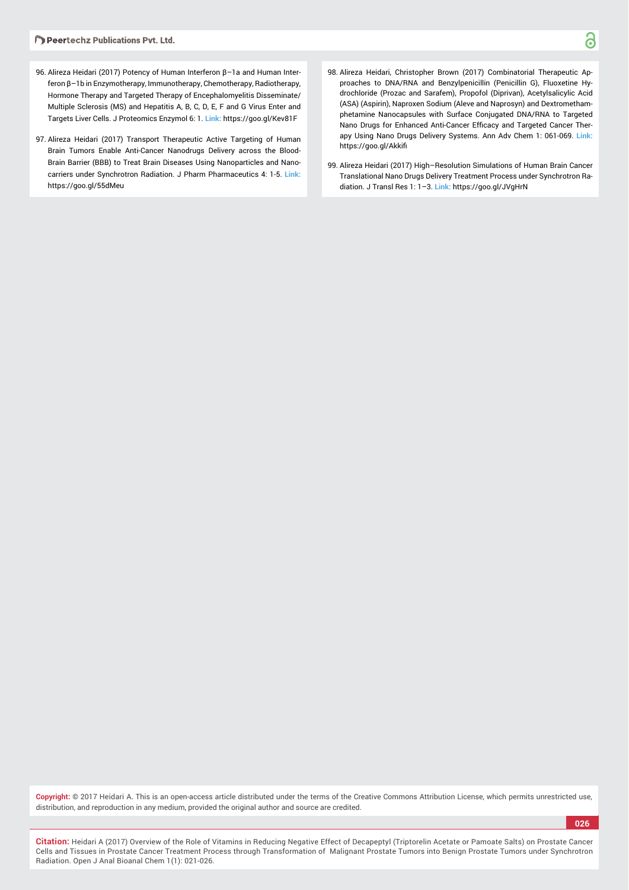96. Alireza Heidari (2017) Potency of Human Interferon β–1a and Human Interferon β–1b in Enzymotherapy, Immunotherapy, Chemotherapy, Radiotherapy, Hormone Therapy and Targeted Therapy of Encephalomyelitis Disseminate/ Multiple Sclerosis (MS) and Hepatitis A, B, C, D, E, F and G Virus Enter and Targets Liver Cells. J Proteomics Enzymol 6: 1. **Link:** https://goo.gl/Kev81F

97. Alireza Heidari (2017) Transport Therapeutic Active Targeting of Human Brain Tumors Enable Anti-Cancer Nanodrugs Delivery across the Blood-Brain Barrier (BBB) to Treat Brain Diseases Using Nanoparticles and Nanocarriers under Synchrotron Radiation. J Pharm Pharmaceutics 4: 1-5. **Link:** https://goo.gl/55dMeu

98. Alireza Heidari, Christopher Brown (2017) Combinatorial Therapeutic Approaches to DNA/RNA and Benzylpenicillin (Penicillin G), Fluoxetine Hydrochloride (Prozac and Sarafem), Propofol (Diprivan), Acetylsalicylic Acid (ASA) (Aspirin), Naproxen Sodium (Aleve and Naprosyn) and Dextromethamphetamine Nanocapsules with Surface Conjugated DNA/RNA to Targeted Nano Drugs for Enhanced Anti-Cancer Efficacy and Targeted Cancer Therapy Using Nano Drugs Delivery Systems. Ann Adv Chem 1: 061-069. **Link:** https://goo.gl/Akkifi

99. Alireza Heidari (2017) High–Resolution Simulations of Human Brain Cancer Translational Nano Drugs Delivery Treatment Process under Synchrotron Radiation. J Transl Res 1: 1–3. **Link:** https://goo.gl/JVgHrN

**Copyright:** © 2017 Heidari A. This is an open-access article distributed under the terms of the Creative Commons Attribution License, which permits unrestricted use, distribution, and reproduction in any medium, provided the original author and source are credited.